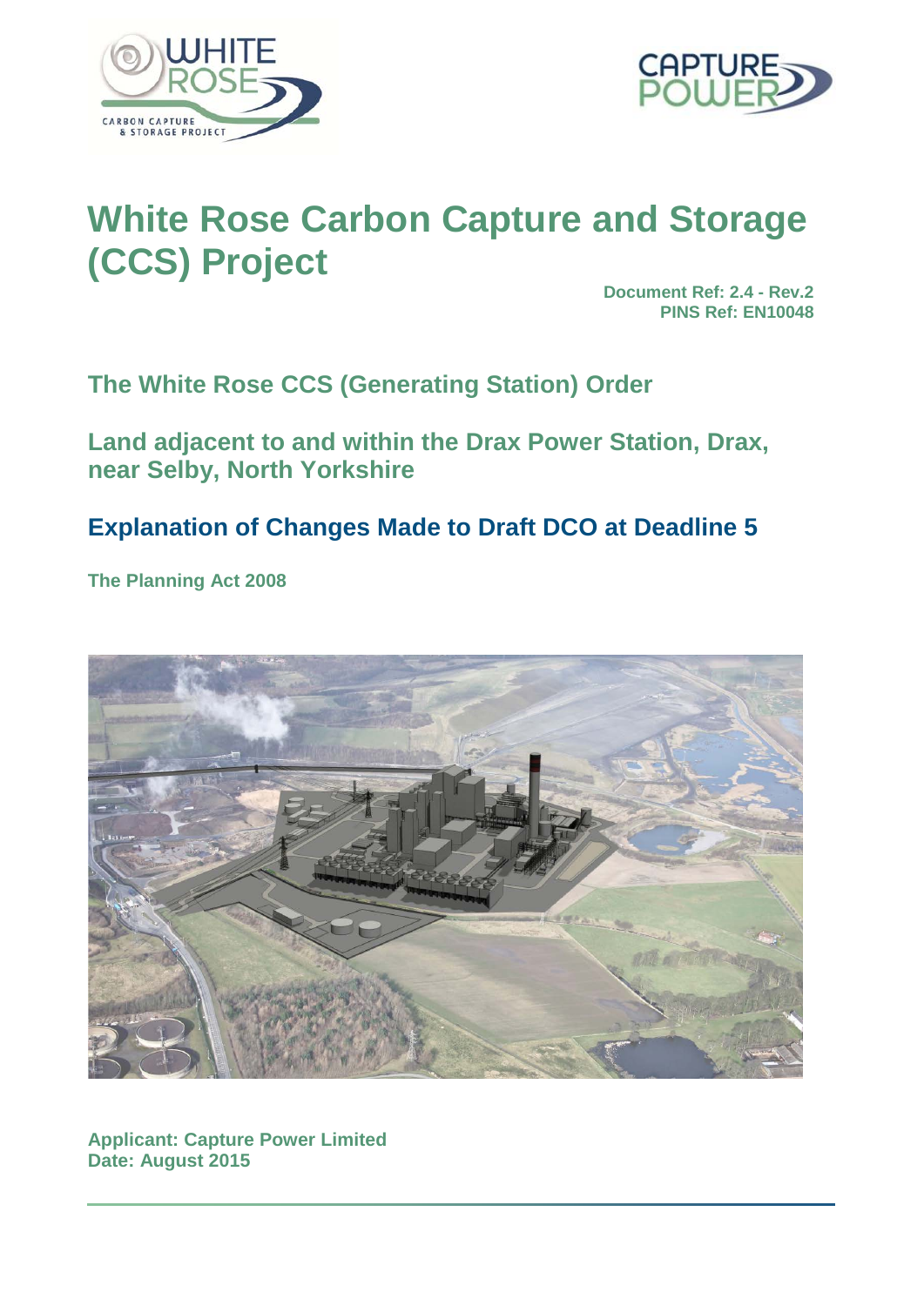# White Rose Carbon Capture and Storage (CCS) Project

**Document Ref: 2.4 - Rev.2**
**PINS Ref: EN10048**

## The White Rose CCS (Generating Station) Order

## Land adjacent to and within the Drax Power Station, Drax, near Selby, North Yorkshire

## Explanation of Changes Made to Draft DCO at Deadline 5

**The Planning Act 2008**

**Applicant: Capture Power Limited**
**Date: August 2015**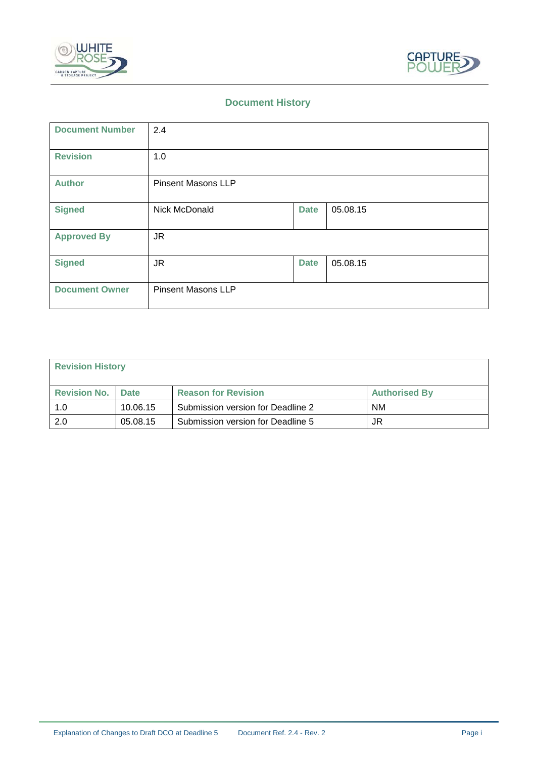## Document History

| Document Number | 2.4 | | |
|---|---|---|---|
| Revision | 1.0 | | |
| Author | Pinsent Masons LLP | | |
| Signed | Nick McDonald | Date | 05.08.15 |
| Approved By | JR | | |
| Signed | JR | Date | 05.08.15 |
| Document Owner | Pinsent Masons LLP | | |

**Revision History**

| Revision No. | Date | Reason for Revision | Authorised By |
|---|---|---|---|
| 1.0 | 10.06.15 | Submission version for Deadline 2 | NM |
| 2.0 | 05.08.15 | Submission version for Deadline 5 | JR |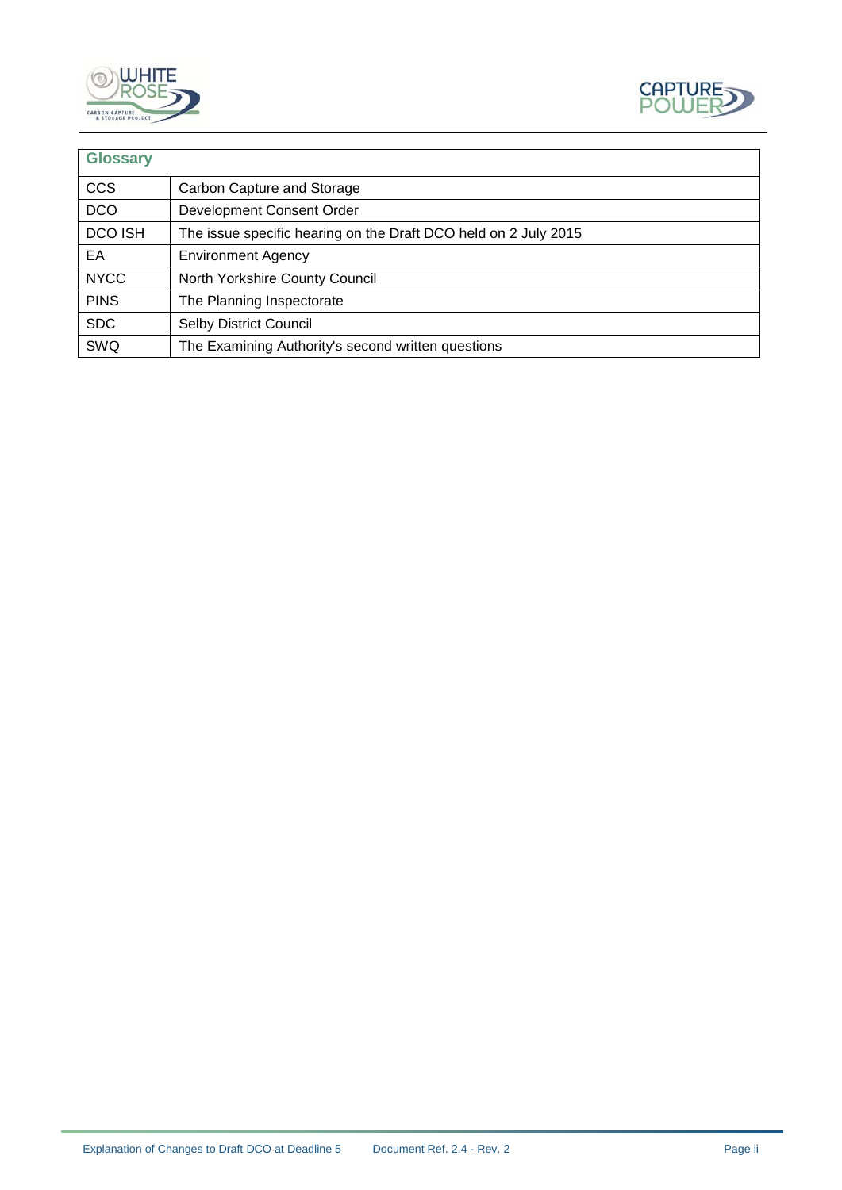| Glossary | |
|---|---|
| CCS | Carbon Capture and Storage |
| DCO | Development Consent Order |
| DCO ISH | The issue specific hearing on the Draft DCO held on 2 July 2015 |
| EA | Environment Agency |
| NYCC | North Yorkshire County Council |
| PINS | The Planning Inspectorate |
| SDC | Selby District Council |
| SWQ | The Examining Authority's second written questions |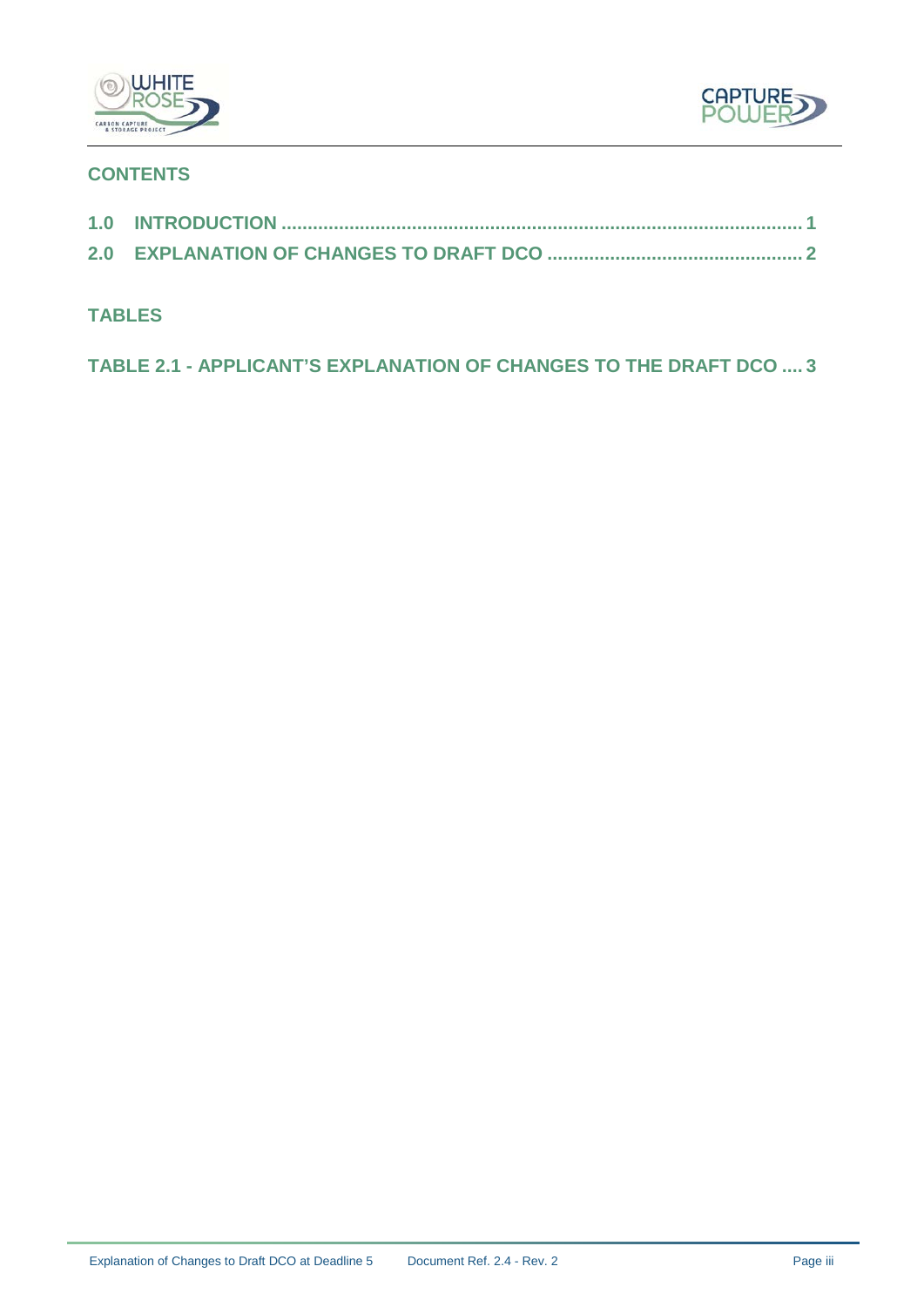## CONTENTS

**1.0 INTRODUCTION ................................................................................................ 1**

**2.0 EXPLANATION OF CHANGES TO DRAFT DCO ............................................... 2**

## TABLES

**TABLE 2.1 - APPLICANT'S EXPLANATION OF CHANGES TO THE DRAFT DCO .... 3**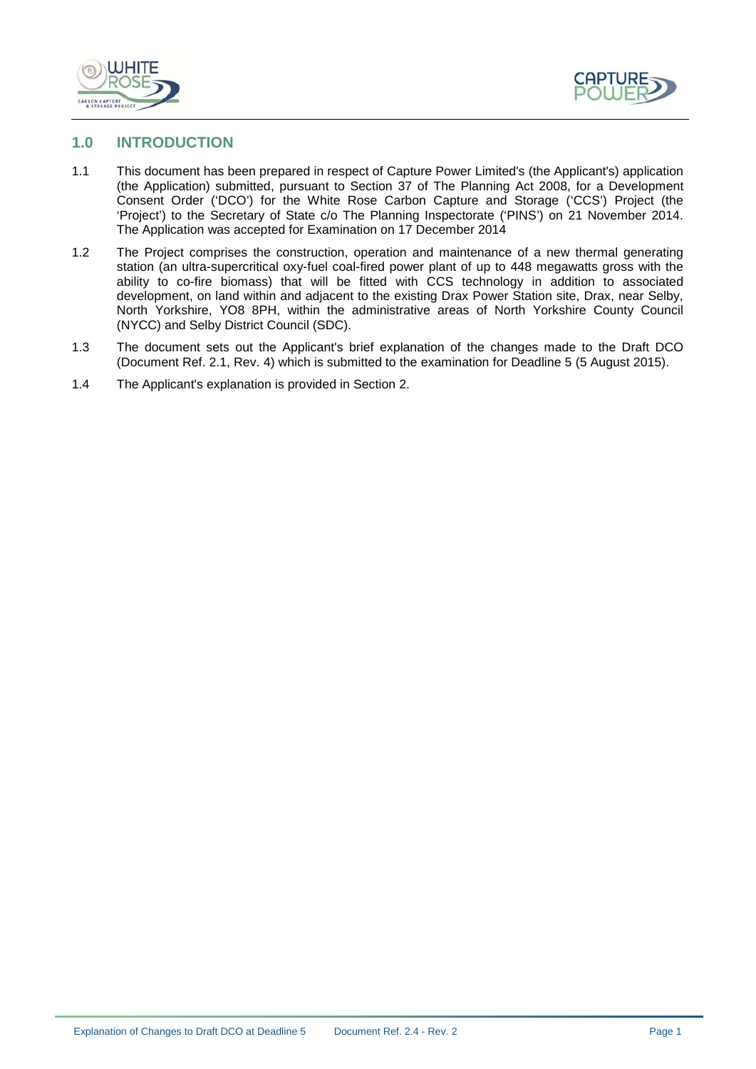## 1.0 INTRODUCTION

1.1 This document has been prepared in respect of Capture Power Limited's (the Applicant's) application (the Application) submitted, pursuant to Section 37 of The Planning Act 2008, for a Development Consent Order ('DCO') for the White Rose Carbon Capture and Storage ('CCS') Project (the 'Project') to the Secretary of State c/o The Planning Inspectorate ('PINS') on 21 November 2014. The Application was accepted for Examination on 17 December 2014

1.2 The Project comprises the construction, operation and maintenance of a new thermal generating station (an ultra-supercritical oxy-fuel coal-fired power plant of up to 448 megawatts gross with the ability to co-fire biomass) that will be fitted with CCS technology in addition to associated development, on land within and adjacent to the existing Drax Power Station site, Drax, near Selby, North Yorkshire, YO8 8PH, within the administrative areas of North Yorkshire County Council (NYCC) and Selby District Council (SDC).

1.3 The document sets out the Applicant's brief explanation of the changes made to the Draft DCO (Document Ref. 2.1, Rev. 4) which is submitted to the examination for Deadline 5 (5 August 2015).

1.4 The Applicant's explanation is provided in Section 2.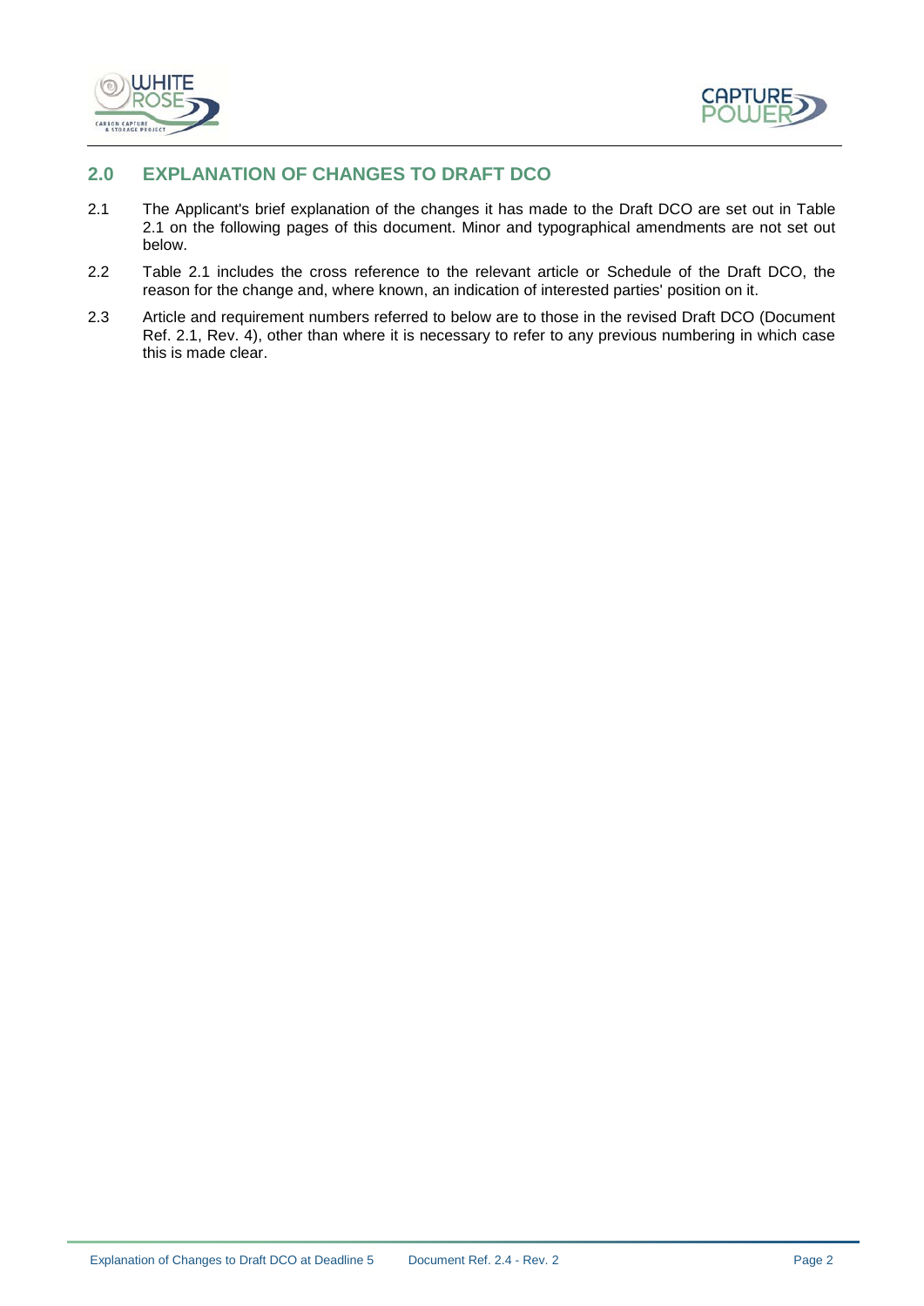## 2.0 EXPLANATION OF CHANGES TO DRAFT DCO

2.1 The Applicant's brief explanation of the changes it has made to the Draft DCO are set out in Table 2.1 on the following pages of this document. Minor and typographical amendments are not set out below.

2.2 Table 2.1 includes the cross reference to the relevant article or Schedule of the Draft DCO, the reason for the change and, where known, an indication of interested parties' position on it.

2.3 Article and requirement numbers referred to below are to those in the revised Draft DCO (Document Ref. 2.1, Rev. 4), other than where it is necessary to refer to any previous numbering in which case this is made clear.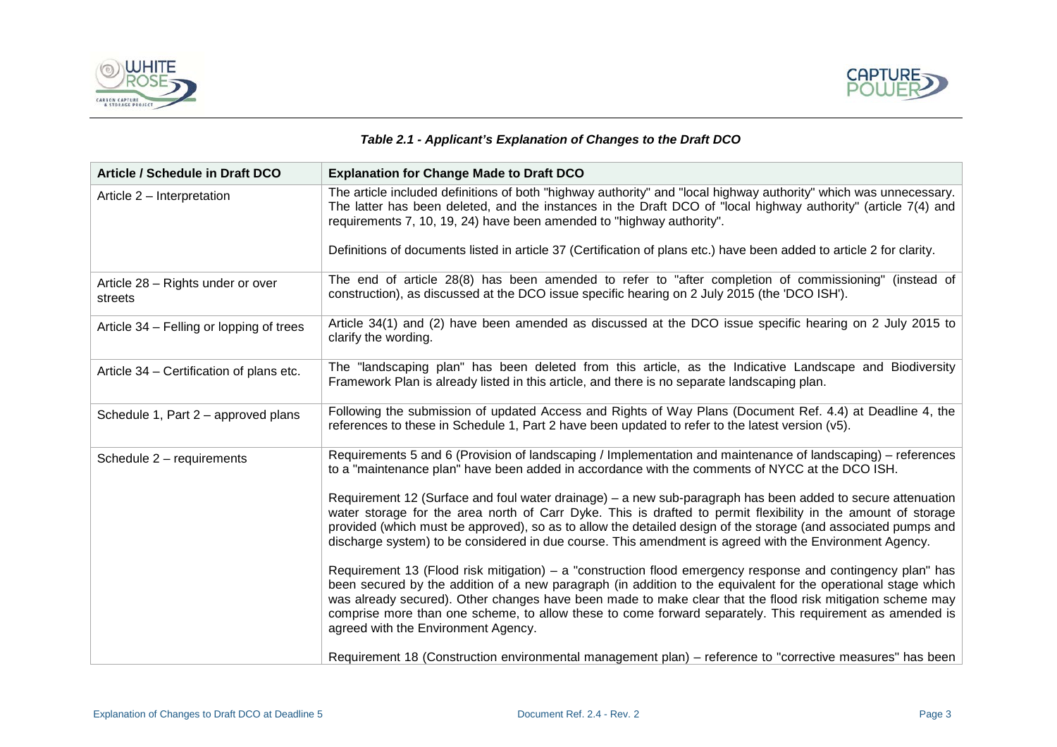***Table 2.1 - Applicant's Explanation of Changes to the Draft DCO***

| Article / Schedule in Draft DCO | Explanation for Change Made to Draft DCO |
|---|---|
| Article 2 – Interpretation | The article included definitions of both "highway authority" and "local highway authority" which was unnecessary. The latter has been deleted, and the instances in the Draft DCO of "local highway authority" (article 7(4) and requirements 7, 10, 19, 24) have been amended to "highway authority".<br><br>Definitions of documents listed in article 37 (Certification of plans etc.) have been added to article 2 for clarity. |
| Article 28 – Rights under or over streets | The end of article 28(8) has been amended to refer to "after completion of commissioning" (instead of construction), as discussed at the DCO issue specific hearing on 2 July 2015 (the 'DCO ISH'). |
| Article 34 – Felling or lopping of trees | Article 34(1) and (2) have been amended as discussed at the DCO issue specific hearing on 2 July 2015 to clarify the wording. |
| Article 34 – Certification of plans etc. | The "landscaping plan" has been deleted from this article, as the Indicative Landscape and Biodiversity Framework Plan is already listed in this article, and there is no separate landscaping plan. |
| Schedule 1, Part 2 – approved plans | Following the submission of updated Access and Rights of Way Plans (Document Ref. 4.4) at Deadline 4, the references to these in Schedule 1, Part 2 have been updated to refer to the latest version (v5). |
| Schedule 2 – requirements | Requirements 5 and 6 (Provision of landscaping / Implementation and maintenance of landscaping) – references to a "maintenance plan" have been added in accordance with the comments of NYCC at the DCO ISH.<br><br>Requirement 12 (Surface and foul water drainage) – a new sub-paragraph has been added to secure attenuation water storage for the area north of Carr Dyke. This is drafted to permit flexibility in the amount of storage provided (which must be approved), so as to allow the detailed design of the storage (and associated pumps and discharge system) to be considered in due course. This amendment is agreed with the Environment Agency.<br><br>Requirement 13 (Flood risk mitigation) – a "construction flood emergency response and contingency plan" has been secured by the addition of a new paragraph (in addition to the equivalent for the operational stage which was already secured). Other changes have been made to make clear that the flood risk mitigation scheme may comprise more than one scheme, to allow these to come forward separately. This requirement as amended is agreed with the Environment Agency.<br><br>Requirement 18 (Construction environmental management plan) – reference to "corrective measures" has been |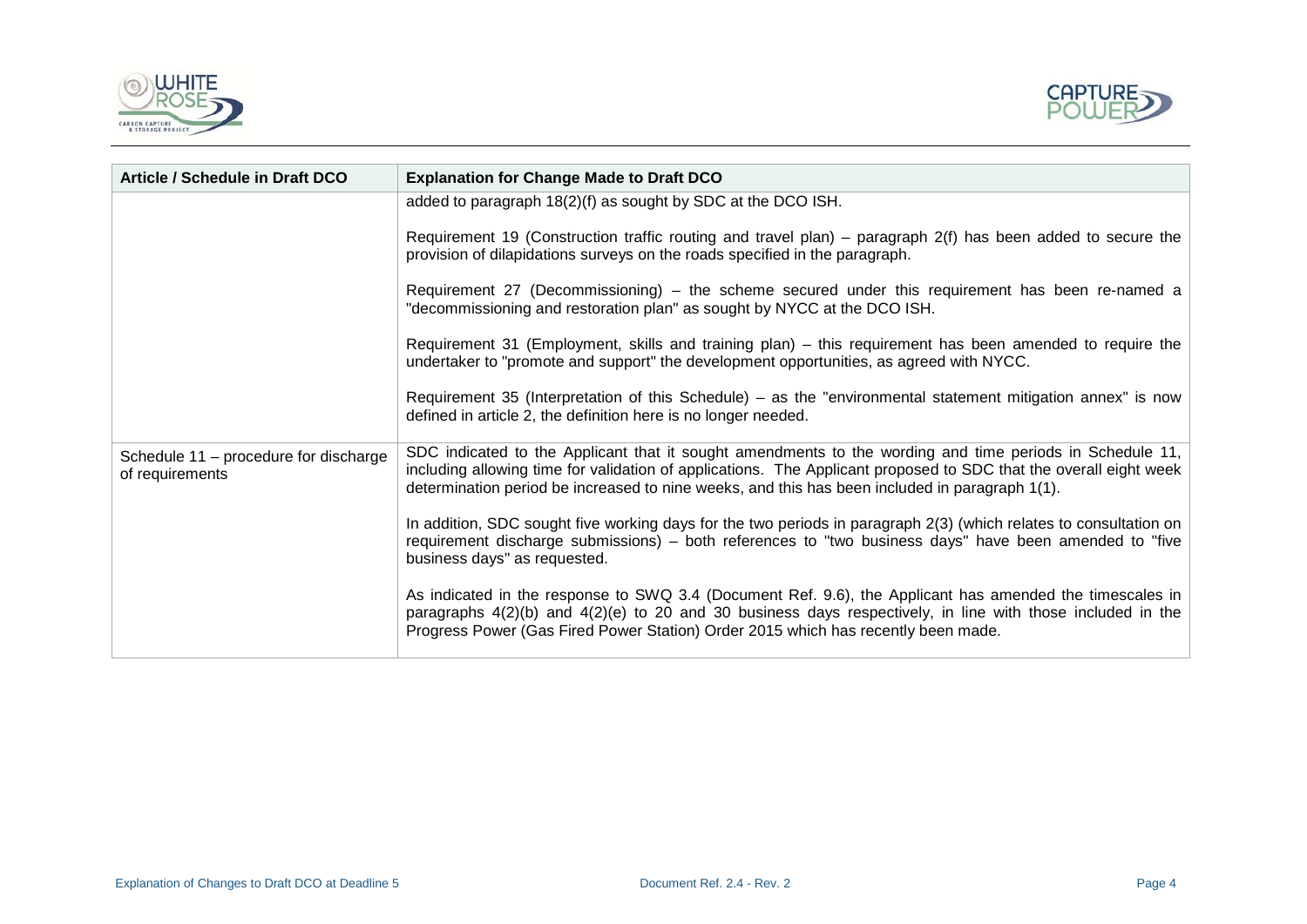| Article / Schedule in Draft DCO | Explanation for Change Made to Draft DCO |
|---|---|
| | added to paragraph 18(2)(f) as sought by SDC at the DCO ISH.<br><br>Requirement 19 (Construction traffic routing and travel plan) – paragraph 2(f) has been added to secure the provision of dilapidations surveys on the roads specified in the paragraph.<br><br>Requirement 27 (Decommissioning) – the scheme secured under this requirement has been re-named a "decommissioning and restoration plan" as sought by NYCC at the DCO ISH.<br><br>Requirement 31 (Employment, skills and training plan) – this requirement has been amended to require the undertaker to "promote and support" the development opportunities, as agreed with NYCC.<br><br>Requirement 35 (Interpretation of this Schedule) – as the "environmental statement mitigation annex" is now defined in article 2, the definition here is no longer needed. |
| Schedule 11 – procedure for discharge of requirements | SDC indicated to the Applicant that it sought amendments to the wording and time periods in Schedule 11, including allowing time for validation of applications. The Applicant proposed to SDC that the overall eight week determination period be increased to nine weeks, and this has been included in paragraph 1(1).<br><br>In addition, SDC sought five working days for the two periods in paragraph 2(3) (which relates to consultation on requirement discharge submissions) – both references to "two business days" have been amended to "five business days" as requested.<br><br>As indicated in the response to SWQ 3.4 (Document Ref. 9.6), the Applicant has amended the timescales in paragraphs 4(2)(b) and 4(2)(e) to 20 and 30 business days respectively, in line with those included in the Progress Power (Gas Fired Power Station) Order 2015 which has recently been made. |